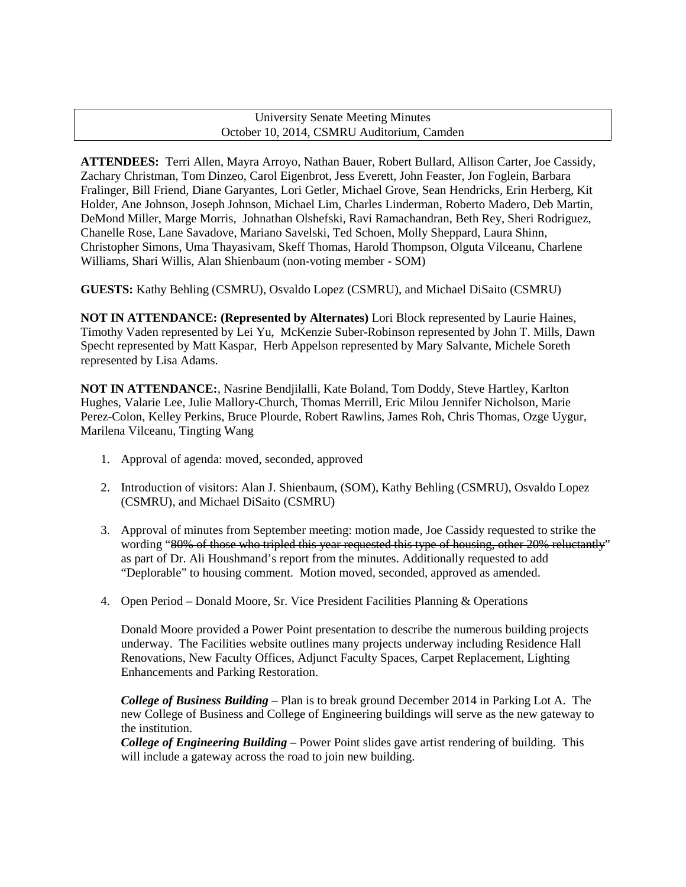University Senate Meeting Minutes
October 10, 2014, CSMRU Auditorium, Camden

**ATTENDEES:** Terri Allen, Mayra Arroyo, Nathan Bauer, Robert Bullard, Allison Carter, Joe Cassidy, Zachary Christman, Tom Dinzeo, Carol Eigenbrot, Jess Everett, John Feaster, Jon Foglein, Barbara Fralinger, Bill Friend, Diane Garyantes, Lori Getler, Michael Grove, Sean Hendricks, Erin Herberg, Kit Holder, Ane Johnson, Joseph Johnson, Michael Lim, Charles Linderman, Roberto Madero, Deb Martin, DeMond Miller, Marge Morris, Johnathan Olshefski, Ravi Ramachandran, Beth Rey, Sheri Rodriguez, Chanelle Rose, Lane Savadove, Mariano Savelski, Ted Schoen, Molly Sheppard, Laura Shinn, Christopher Simons, Uma Thayasivam, Skeff Thomas, Harold Thompson, Olguta Vilceanu, Charlene Williams, Shari Willis, Alan Shienbaum (non-voting member - SOM)

**GUESTS:** Kathy Behling (CSMRU), Osvaldo Lopez (CSMRU), and Michael DiSaito (CSMRU)

**NOT IN ATTENDANCE: (Represented by Alternates)** Lori Block represented by Laurie Haines, Timothy Vaden represented by Lei Yu, McKenzie Suber-Robinson represented by John T. Mills, Dawn Specht represented by Matt Kaspar, Herb Appelson represented by Mary Salvante, Michele Soreth represented by Lisa Adams.

**NOT IN ATTENDANCE:**, Nasrine Bendjilalli, Kate Boland, Tom Doddy, Steve Hartley, Karlton Hughes, Valarie Lee, Julie Mallory-Church, Thomas Merrill, Eric Milou Jennifer Nicholson, Marie Perez-Colon, Kelley Perkins, Bruce Plourde, Robert Rawlins, James Roh, Chris Thomas, Ozge Uygur, Marilena Vilceanu, Tingting Wang

1. Approval of agenda: moved, seconded, approved

2. Introduction of visitors: Alan J. Shienbaum, (SOM), Kathy Behling (CSMRU), Osvaldo Lopez (CSMRU), and Michael DiSaito (CSMRU)

3. Approval of minutes from September meeting: motion made, Joe Cassidy requested to strike the wording "~~80% of those who tripled this year requested this type of housing, other 20% reluctantly~~" as part of Dr. Ali Houshmand's report from the minutes. Additionally requested to add "Deplorable" to housing comment. Motion moved, seconded, approved as amended.

4. Open Period – Donald Moore, Sr. Vice President Facilities Planning & Operations

   Donald Moore provided a Power Point presentation to describe the numerous building projects underway. The Facilities website outlines many projects underway including Residence Hall Renovations, New Faculty Offices, Adjunct Faculty Spaces, Carpet Replacement, Lighting Enhancements and Parking Restoration.

   ***College of Business Building*** – Plan is to break ground December 2014 in Parking Lot A. The new College of Business and College of Engineering buildings will serve as the new gateway to the institution.
   ***College of Engineering Building*** – Power Point slides gave artist rendering of building. This will include a gateway across the road to join new building.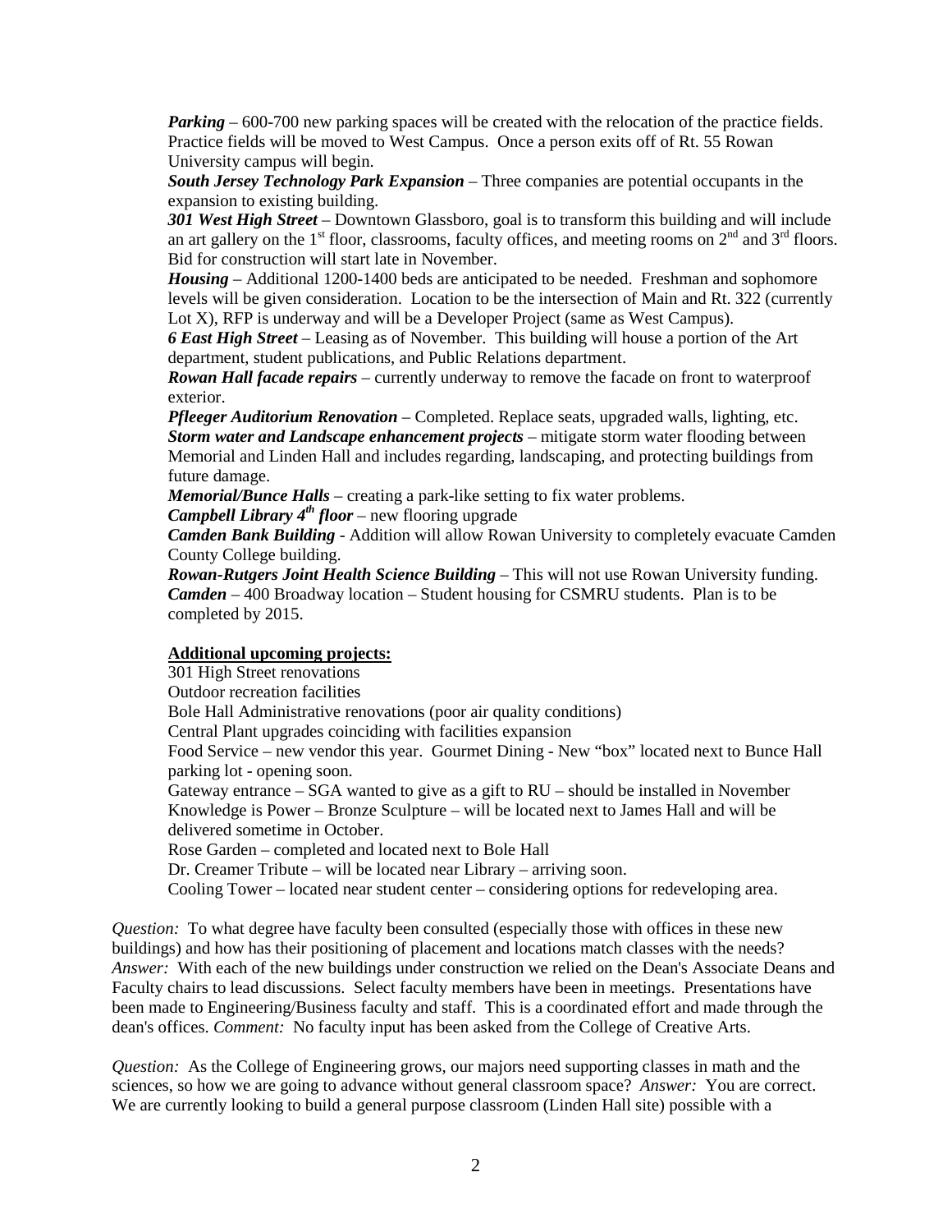***Parking*** – 600-700 new parking spaces will be created with the relocation of the practice fields. Practice fields will be moved to West Campus. Once a person exits off of Rt. 55 Rowan University campus will begin.

***South Jersey Technology Park Expansion*** – Three companies are potential occupants in the expansion to existing building.

***301 West High Street*** – Downtown Glassboro, goal is to transform this building and will include an art gallery on the 1st floor, classrooms, faculty offices, and meeting rooms on 2nd and 3rd floors. Bid for construction will start late in November.

***Housing*** – Additional 1200-1400 beds are anticipated to be needed. Freshman and sophomore levels will be given consideration. Location to be the intersection of Main and Rt. 322 (currently Lot X), RFP is underway and will be a Developer Project (same as West Campus).

***6 East High Street*** – Leasing as of November. This building will house a portion of the Art department, student publications, and Public Relations department.

***Rowan Hall facade repairs*** – currently underway to remove the facade on front to waterproof exterior.

***Pfleeger Auditorium Renovation*** – Completed. Replace seats, upgraded walls, lighting, etc.

***Storm water and Landscape enhancement projects*** – mitigate storm water flooding between Memorial and Linden Hall and includes regarding, landscaping, and protecting buildings from future damage.

***Memorial/Bunce Halls*** – creating a park-like setting to fix water problems.

***Campbell Library 4th floor*** – new flooring upgrade

***Camden Bank Building*** - Addition will allow Rowan University to completely evacuate Camden County College building.

***Rowan-Rutgers Joint Health Science Building*** – This will not use Rowan University funding.

***Camden*** – 400 Broadway location – Student housing for CSMRU students. Plan is to be completed by 2015.

**Additional upcoming projects:**

301 High Street renovations  
Outdoor recreation facilities  
Bole Hall Administrative renovations (poor air quality conditions)  
Central Plant upgrades coinciding with facilities expansion  
Food Service – new vendor this year. Gourmet Dining - New "box" located next to Bunce Hall parking lot - opening soon.  
Gateway entrance – SGA wanted to give as a gift to RU – should be installed in November  
Knowledge is Power – Bronze Sculpture – will be located next to James Hall and will be delivered sometime in October.  
Rose Garden – completed and located next to Bole Hall  
Dr. Creamer Tribute – will be located near Library – arriving soon.  
Cooling Tower – located near student center – considering options for redeveloping area.

*Question:* To what degree have faculty been consulted (especially those with offices in these new buildings) and how has their positioning of placement and locations match classes with the needs? *Answer:* With each of the new buildings under construction we relied on the Dean's Associate Deans and Faculty chairs to lead discussions. Select faculty members have been in meetings. Presentations have been made to Engineering/Business faculty and staff. This is a coordinated effort and made through the dean's offices. *Comment:* No faculty input has been asked from the College of Creative Arts.

*Question:* As the College of Engineering grows, our majors need supporting classes in math and the sciences, so how we are going to advance without general classroom space? *Answer:* You are correct. We are currently looking to build a general purpose classroom (Linden Hall site) possible with a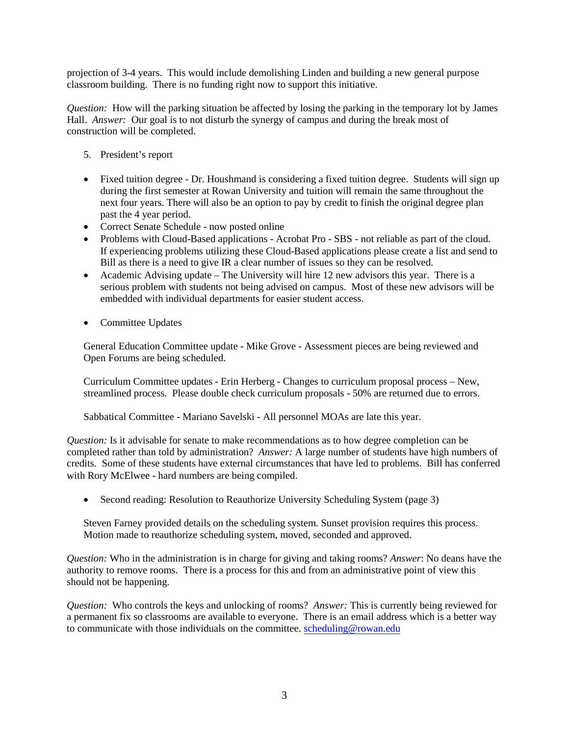projection of 3-4 years. This would include demolishing Linden and building a new general purpose classroom building. There is no funding right now to support this initiative.

*Question:* How will the parking situation be affected by losing the parking in the temporary lot by James Hall. *Answer:* Our goal is to not disturb the synergy of campus and during the break most of construction will be completed.

5. President's report

- Fixed tuition degree - Dr. Houshmand is considering a fixed tuition degree. Students will sign up during the first semester at Rowan University and tuition will remain the same throughout the next four years. There will also be an option to pay by credit to finish the original degree plan past the 4 year period.
- Correct Senate Schedule - now posted online
- Problems with Cloud-Based applications - Acrobat Pro - SBS - not reliable as part of the cloud. If experiencing problems utilizing these Cloud-Based applications please create a list and send to Bill as there is a need to give IR a clear number of issues so they can be resolved.
- Academic Advising update – The University will hire 12 new advisors this year. There is a serious problem with students not being advised on campus. Most of these new advisors will be embedded with individual departments for easier student access.

- Committee Updates

General Education Committee update - Mike Grove - Assessment pieces are being reviewed and Open Forums are being scheduled.

Curriculum Committee updates - Erin Herberg - Changes to curriculum proposal process – New, streamlined process. Please double check curriculum proposals - 50% are returned due to errors.

Sabbatical Committee - Mariano Savelski - All personnel MOAs are late this year.

*Question:* Is it advisable for senate to make recommendations as to how degree completion can be completed rather than told by administration? *Answer:* A large number of students have high numbers of credits. Some of these students have external circumstances that have led to problems. Bill has conferred with Rory McElwee - hard numbers are being compiled.

- Second reading: Resolution to Reauthorize University Scheduling System (page 3)

Steven Farney provided details on the scheduling system. Sunset provision requires this process. Motion made to reauthorize scheduling system, moved, seconded and approved.

*Question:* Who in the administration is in charge for giving and taking rooms? *Answer*: No deans have the authority to remove rooms. There is a process for this and from an administrative point of view this should not be happening.

*Question:* Who controls the keys and unlocking of rooms? *Answer:* This is currently being reviewed for a permanent fix so classrooms are available to everyone. There is an email address which is a better way to communicate with those individuals on the committee. scheduling@rowan.edu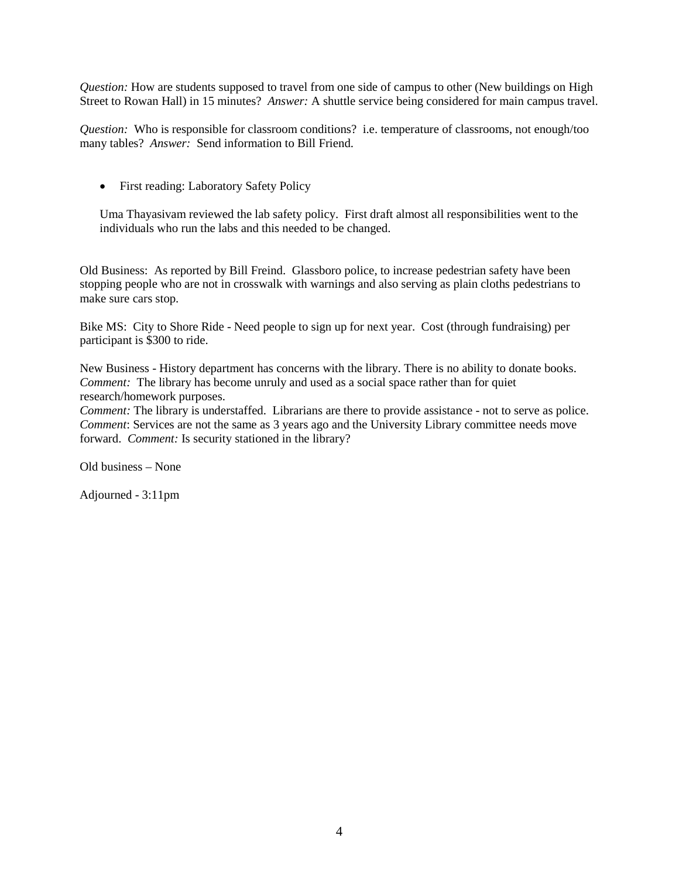*Question:* How are students supposed to travel from one side of campus to other (New buildings on High Street to Rowan Hall) in 15 minutes? *Answer:* A shuttle service being considered for main campus travel.

*Question:* Who is responsible for classroom conditions? i.e. temperature of classrooms, not enough/too many tables? *Answer:* Send information to Bill Friend.

- First reading: Laboratory Safety Policy

  Uma Thayasivam reviewed the lab safety policy. First draft almost all responsibilities went to the individuals who run the labs and this needed to be changed.

Old Business: As reported by Bill Freind. Glassboro police, to increase pedestrian safety have been stopping people who are not in crosswalk with warnings and also serving as plain cloths pedestrians to make sure cars stop.

Bike MS: City to Shore Ride - Need people to sign up for next year. Cost (through fundraising) per participant is $300 to ride.

New Business - History department has concerns with the library. There is no ability to donate books.
*Comment:* The library has become unruly and used as a social space rather than for quiet research/homework purposes.
*Comment:* The library is understaffed. Librarians are there to provide assistance - not to serve as police.
*Comment*: Services are not the same as 3 years ago and the University Library committee needs move forward. *Comment:* Is security stationed in the library?

Old business – None

Adjourned - 3:11pm